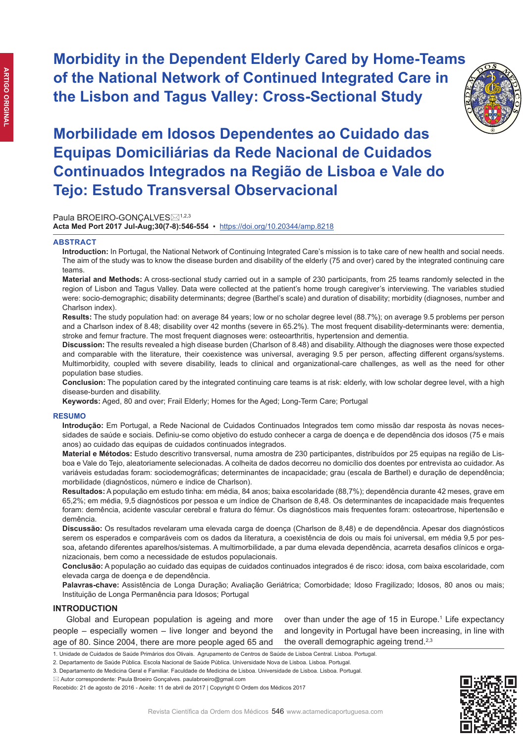# Morbidity in the Dependent Elderly Cared by Home-Teams of the National Network of Continued Integrated Care in the Lisbon and Tagus Valley: Cross-Sectional Study

# Morbilidade em Idosos Dependentes ao Cuidado das Equipas Domiciliárias da Rede Nacional de Cuidados Continuados Integrados na Região de Lisboa e Vale do Tejo: Estudo Transversal Observacional

Paula BROEIRO-GONÇALVES[1,2,3]

**Acta Med Port 2017 Jul-Aug;30(7-8):546-554** • https://doi.org/10.20344/amp.8218

## ABSTRACT

**Introduction:** In Portugal, the National Network of Continuing Integrated Care's mission is to take care of new health and social needs. The aim of the study was to know the disease burden and disability of the elderly (75 and over) cared by the integrated continuing care teams.

**Material and Methods:** A cross-sectional study carried out in a sample of 230 participants, from 25 teams randomly selected in the region of Lisbon and Tagus Valley. Data were collected at the patient's home trough caregiver's interviewing. The variables studied were: socio-demographic; disability determinants; degree (Barthel's scale) and duration of disability; morbidity (diagnoses, number and Charlson index).

**Results:** The study population had: on average 84 years; low or no scholar degree level (88.7%); on average 9.5 problems per person and a Charlson index of 8.48; disability over 42 months (severe in 65.2%). The most frequent disability-determinants were: dementia, stroke and femur fracture. The most frequent diagnoses were: osteoarthritis, hypertension and dementia.

**Discussion:** The results revealed a high disease burden (Charlson of 8.48) and disability. Although the diagnoses were those expected and comparable with the literature, their coexistence was universal, averaging 9.5 per person, affecting different organs/systems. Multimorbidity, coupled with severe disability, leads to clinical and organizational-care challenges, as well as the need for other population base studies.

**Conclusion:** The population cared by the integrated continuing care teams is at risk: elderly, with low scholar degree level, with a high disease-burden and disability.

**Keywords:** Aged, 80 and over; Frail Elderly; Homes for the Aged; Long-Term Care; Portugal

## RESUMO

**Introdução:** Em Portugal, a Rede Nacional de Cuidados Continuados Integrados tem como missão dar resposta às novas necessidades de saúde e sociais. Definiu-se como objetivo do estudo conhecer a carga de doença e de dependência dos idosos (75 e mais anos) ao cuidado das equipas de cuidados continuados integrados.

**Material e Métodos:** Estudo descritivo transversal, numa amostra de 230 participantes, distribuídos por 25 equipas na região de Lisboa e Vale do Tejo, aleatoriamente selecionadas. A colheita de dados decorreu no domicílio dos doentes por entrevista ao cuidador. As variáveis estudadas foram: sociodemográficas; determinantes de incapacidade; grau (escala de Barthel) e duração de dependência; morbilidade (diagnósticos, número e índice de Charlson).

**Resultados:** A população em estudo tinha: em média, 84 anos; baixa escolaridade (88,7%); dependência durante 42 meses, grave em 65,2%; em média, 9,5 diagnósticos por pessoa e um índice de Charlson de 8,48. Os determinantes de incapacidade mais frequentes foram: demência, acidente vascular cerebral e fratura do fémur. Os diagnósticos mais frequentes foram: osteoartrose, hipertensão e demência.

**Discussão:** Os resultados revelaram uma elevada carga de doença (Charlson de 8,48) e de dependência. Apesar dos diagnósticos serem os esperados e comparáveis com os dados da literatura, a coexistência de dois ou mais foi universal, em média 9,5 por pessoa, afetando diferentes aparelhos/sistemas. A multimorbilidade, a par duma elevada dependência, acarreta desafios clínicos e organizacionais, bem como a necessidade de estudos populacionais.

**Conclusão:** A população ao cuidado das equipas de cuidados continuados integrados é de risco: idosa, com baixa escolaridade, com elevada carga de doença e de dependência.

**Palavras-chave:** Assistência de Longa Duração; Avaliação Geriátrica; Comorbidade; Idoso Fragilizado; Idosos, 80 anos ou mais; Instituição de Longa Permanência para Idosos; Portugal

## INTRODUCTION

Global and European population is ageing and more people – especially women – live longer and beyond the age of 80. Since 2004, there are more people aged 65 and over than under the age of 15 in Europe.[1] Life expectancy and longevity in Portugal have been increasing, in line with the overall demographic ageing trend.[2,3]

1. Unidade de Cuidados de Saúde Primários dos Olivais. Agrupamento de Centros de Saúde de Lisboa Central. Lisboa. Portugal.
2. Departamento de Saúde Pública. Escola Nacional de Saúde Pública. Universidade Nova de Lisboa. Lisboa. Portugal.
3. Departamento de Medicina Geral e Familiar. Faculdade de Medicina de Lisboa. Universidade de Lisboa. Lisboa. Portugal.

Autor correspondente: Paula Broeiro Gonçalves. paulabroeiro@gmail.com

Recebido: 21 de agosto de 2016 - Aceite: 11 de abril de 2017 | Copyright © Ordem dos Médicos 2017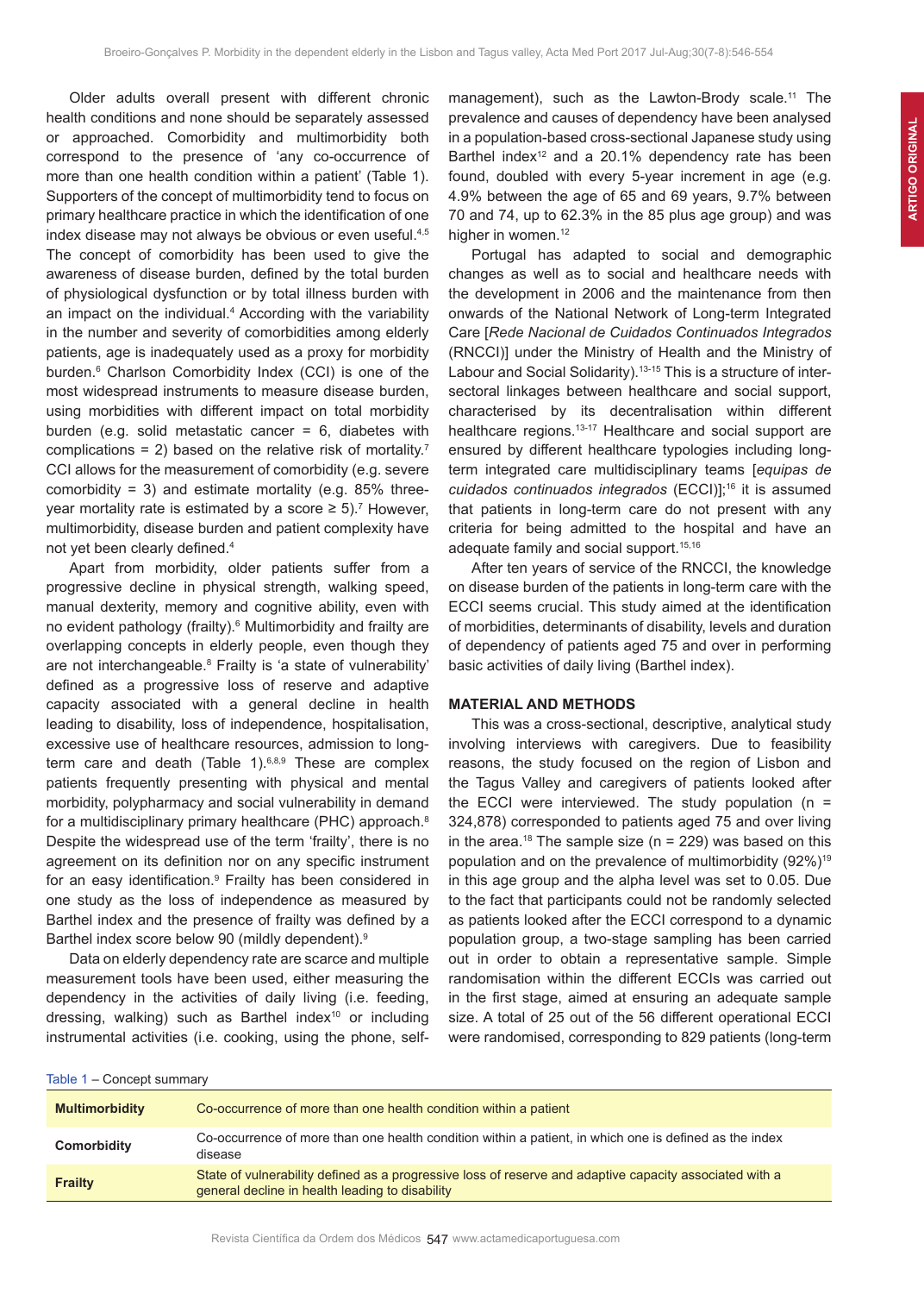Older adults overall present with different chronic health conditions and none should be separately assessed or approached. Comorbidity and multimorbidity both correspond to the presence of 'any co-occurrence of more than one health condition within a patient' (Table 1). Supporters of the concept of multimorbidity tend to focus on primary healthcare practice in which the identification of one index disease may not always be obvious or even useful.[4,5] The concept of comorbidity has been used to give the awareness of disease burden, defined by the total burden of physiological dysfunction or by total illness burden with an impact on the individual.[4] According with the variability in the number and severity of comorbidities among elderly patients, age is inadequately used as a proxy for morbidity burden.[6] Charlson Comorbidity Index (CCI) is one of the most widespread instruments to measure disease burden, using morbidities with different impact on total morbidity burden (e.g. solid metastatic cancer = 6, diabetes with complications = 2) based on the relative risk of mortality.[7] CCI allows for the measurement of comorbidity (e.g. severe comorbidity = 3) and estimate mortality (e.g. 85% three-year mortality rate is estimated by a score ≥ 5).[7] However, multimorbidity, disease burden and patient complexity have not yet been clearly defined.[4]

Apart from morbidity, older patients suffer from a progressive decline in physical strength, walking speed, manual dexterity, memory and cognitive ability, even with no evident pathology (frailty).[6] Multimorbidity and frailty are overlapping concepts in elderly people, even though they are not interchangeable.[8] Frailty is 'a state of vulnerability' defined as a progressive loss of reserve and adaptive capacity associated with a general decline in health leading to disability, loss of independence, hospitalisation, excessive use of healthcare resources, admission to long-term care and death (Table 1).[6,8,9] These are complex patients frequently presenting with physical and mental morbidity, polypharmacy and social vulnerability in demand for a multidisciplinary primary healthcare (PHC) approach.[8] Despite the widespread use of the term 'frailty', there is no agreement on its definition nor on any specific instrument for an easy identification.[9] Frailty has been considered in one study as the loss of independence as measured by Barthel index and the presence of frailty was defined by a Barthel index score below 90 (mildly dependent).[9]

Data on elderly dependency rate are scarce and multiple measurement tools have been used, either measuring the dependency in the activities of daily living (i.e. feeding, dressing, walking) such as Barthel index[10] or including instrumental activities (i.e. cooking, using the phone, self-management), such as the Lawton-Brody scale.[11] The prevalence and causes of dependency have been analysed in a population-based cross-sectional Japanese study using Barthel index[12] and a 20.1% dependency rate has been found, with every 5-year increment in age (e.g. 4.9% between the age of 65 and 69 years, 9.7% between 70 and 74, up to 62.3% in the 85 plus age group) and was higher in women.[12]

Portugal has adapted to social and demographic changes as well as to social and healthcare needs with the development in 2006 and the maintenance from then onwards of the National Network of Long-term Integrated Care [*Rede Nacional de Cuidados Continuados Integrados* (RNCCI)] under the Ministry of Health and the Ministry of Labour and Social Solidarity).[13-15] This is a structure of inter-sectoral linkages between healthcare and social support, characterised by its decentralisation within different healthcare regions.[13-17] Healthcare and social support are ensured by different healthcare typologies including long-term integrated care multidisciplinary teams [*equipas de cuidados continuados integrados* (ECCI)];[16] it is assumed that patients in long-term care do not present with any criteria for being admitted to the hospital and have an adequate family and social support.[15,16]

After ten years of service of the RNCCI, the knowledge on disease burden of the patients in long-term care with the ECCI seems crucial. This study aimed at the identification of morbidities, determinants of disability, levels and duration of dependency of patients aged 75 and over in performing basic activities of daily living (Barthel index).

## MATERIAL AND METHODS

This was a cross-sectional, descriptive, analytical study involving interviews with caregivers. Due to feasibility reasons, the study focused on the region of Lisbon and the Tagus Valley and caregivers of patients looked after the ECCI were interviewed. The study population (n = 324,878) corresponded to patients aged 75 and over living in the area.[18] The sample size (n = 229) was based on this population and on the prevalence of multimorbidity (92%)[19] in this age group and the alpha level was set to 0.05. Due to the fact that participants could not be randomly selected as patients looked after the ECCI correspond to a dynamic population group, a two-stage sampling has been carried out in order to obtain a representative sample. Simple randomisation within the different ECCIs was carried out in the first stage, aimed at ensuring an adequate sample size. A total of 25 out of the 56 different operational ECCI were randomised, corresponding to 829 patients (long-term

Table 1 – Concept summary

| | |
|---|---|
| **Multimorbidity** | Co-occurrence of more than one health condition within a patient |
| **Comorbidity** | Co-occurrence of more than one health condition within a patient, in which one is defined as the index disease |
| **Frailty** | State of vulnerability defined as a progressive loss of reserve and adaptive capacity associated with a general decline in health leading to disability |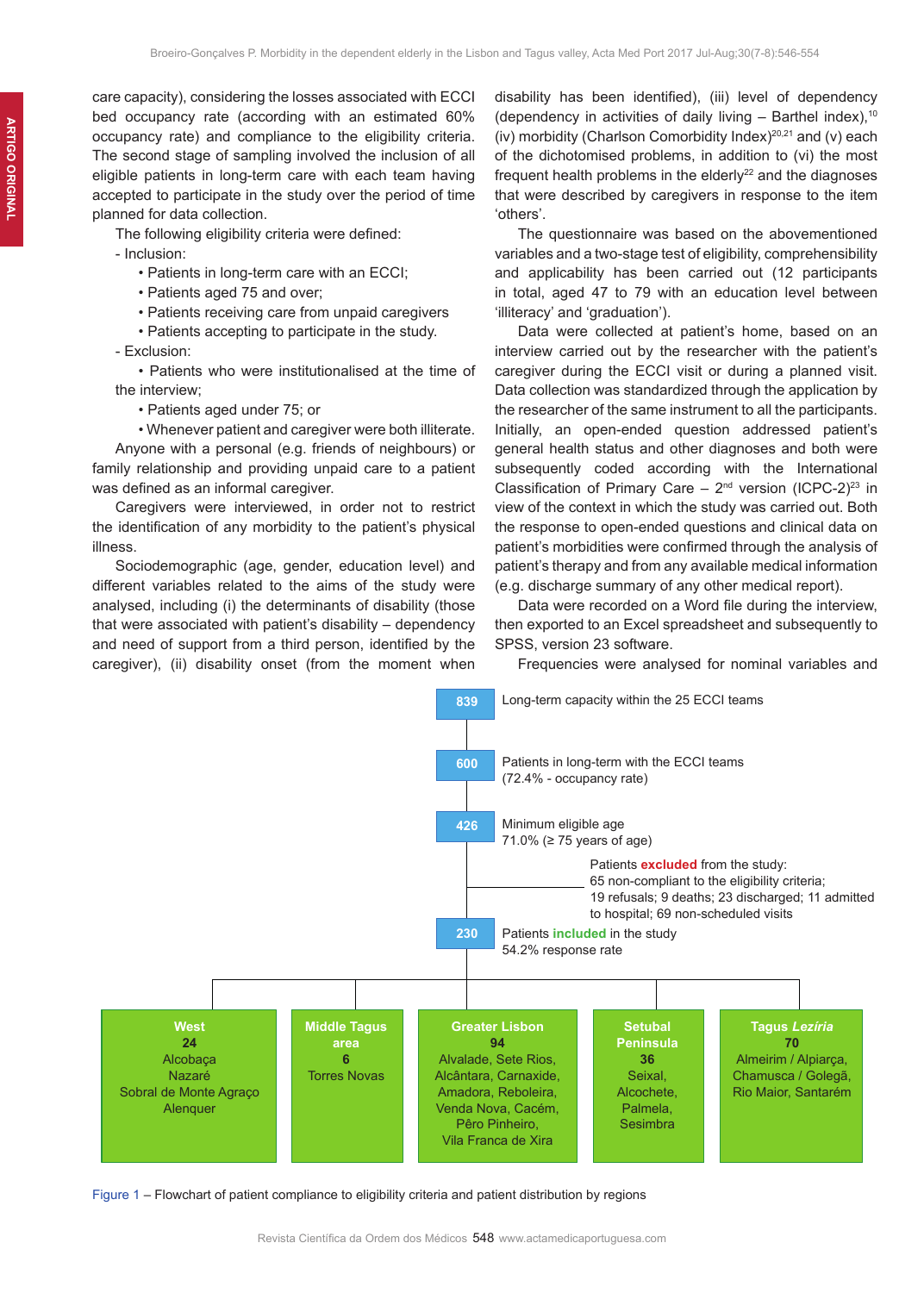care capacity), considering the losses associated with ECCI bed occupancy rate (according with an estimated 60% occupancy rate) and compliance to the eligibility criteria. The second stage of sampling involved the inclusion of all eligible patients in long-term care with each team having accepted to participate in the study over the period of time planned for data collection.

The following eligibility criteria were defined:

- Inclusion:
  - • Patients in long-term care with an ECCI;
  - • Patients aged 75 and over;
  - • Patients receiving care from unpaid caregivers
  - • Patients accepting to participate in the study.
- Exclusion:
  - • Patients who were institutionalised at the time of the interview;
  - • Patients aged under 75; or
  - • Whenever patient and caregiver were both illiterate.

Anyone with a personal (e.g. friends of neighbours) or family relationship and providing unpaid care to a patient was defined as an informal caregiver.

Caregivers were interviewed, in order not to restrict the identification of any morbidity to the patient's physical illness.

Sociodemographic (age, gender, education level) and different variables related to the aims of the study were analysed, including (i) the determinants of disability (those that were associated with patient's disability – dependency and need of support from a third person, identified by the caregiver), (ii) disability onset (from the moment when disability has been identified), (iii) level of dependency (dependency in activities of daily living – Barthel index),[10] (iv) morbidity (Charlson Comorbidity Index)[20,21] and (v) each of the dichotomised problems, in addition to (vi) the most frequent health problems in the elderly[22] and the diagnoses that were described by caregivers in response to the item 'others'.

The questionnaire was based on the abovementioned variables and a two-stage test of eligibility, comprehensibility and applicability has been carried out (12 participants in total, aged 47 to 79 with an education level between 'illiteracy' and 'graduation').

Data were collected at patient's home, based on an interview carried out by the researcher with the patient's caregiver during the ECCI visit or during a planned visit. Data collection was standardized through the application by the researcher of the same instrument to all the participants. Initially, an open-ended question addressed patient's general health status and other diagnoses and both were subsequently coded according with the International Classification of Primary Care – 2nd version (ICPC-2)[23] in view of the context in which the study was carried out. Both the response to open-ended questions and clinical data on patient's morbidities were confirmed through the analysis of patient's therapy and from any available medical information (e.g. discharge summary of any other medical report).

Data were recorded on a Word file during the interview, then exported to an Excel spreadsheet and subsequently to SPSS, version 23 software.

Frequencies were analysed for nominal variables and

**839** – Long-term capacity within the 25 ECCI teams

**600** – Patients in long-term with the ECCI teams (72.4% - occupancy rate)

**426** – Minimum eligible age 71.0% (≥ 75 years of age)

Patients **excluded** from the study: 65 non-compliant to the eligibility criteria; 19 refusals; 9 deaths; 23 discharged; 11 admitted to hospital; 69 non-scheduled visits

**230** – Patients **included** in the study 54.2% response rate

| West | Middle Tagus area | Greater Lisbon | Setubal Peninsula | Tagus *Lezíria* |
|---|---|---|---|---|
| 24 | 6 | 94 | 36 | 70 |
| Alcobaça, Nazaré, Sobral de Monte Agraço, Alenquer | Torres Novas | Alvalade, Sete Rios, Alcântara, Carnaxide, Amadora, Reboleira, Venda Nova, Cacém, Pêro Pinheiro, Vila Franca de Xira | Seixal, Alcochete, Palmela, Sesimbra | Almeirim / Alpiarça, Chamusca / Golegã, Rio Maior, Santarém |

Figure 1 – Flowchart of patient compliance to eligibility criteria and patient distribution by regions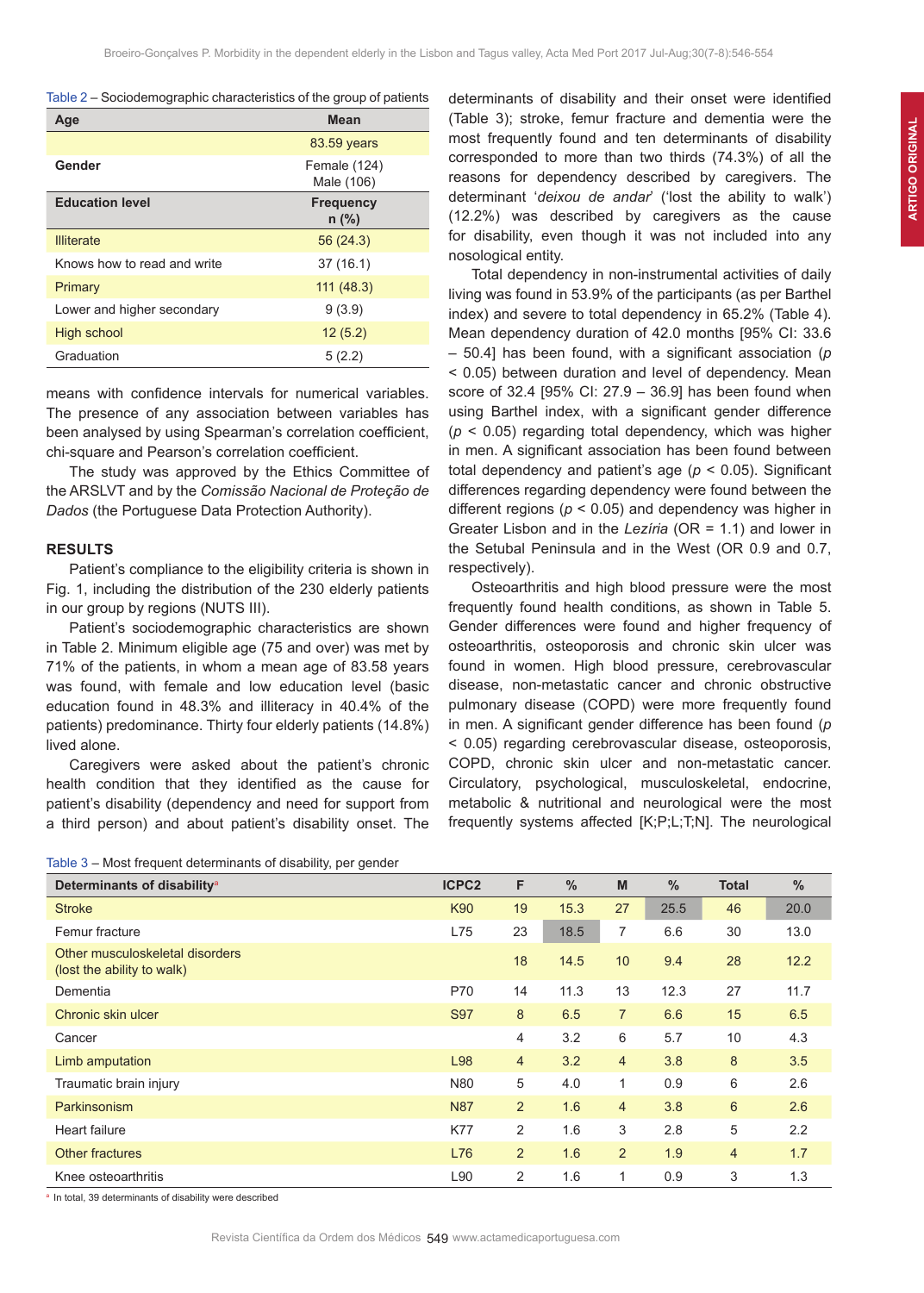Table 2 – Sociodemographic characteristics of the group of patients

| Age | Mean |
|---|---|
| | 83.59 years |
| **Gender** | Female (124) Male (106) |
| **Education level** | **Frequency n (%)** |
| Illiterate | 56 (24.3) |
| Knows how to read and write | 37 (16.1) |
| Primary | 111 (48.3) |
| Lower and higher secondary | 9 (3.9) |
| High school | 12 (5.2) |
| Graduation | 5 (2.2) |

means with confidence intervals for numerical variables. The presence of any association between variables has been analysed by using Spearman's correlation coefficient, chi-square and Pearson's correlation coefficient.

The study was approved by the Ethics Committee of the ARSLVT and by the *Comissão Nacional de Proteção de Dados* (the Portuguese Data Protection Authority).

## RESULTS

Patient's compliance to the eligibility criteria is shown in Fig. 1, including the distribution of the 230 elderly patients in our group by regions (NUTS III).

Patient's sociodemographic characteristics are shown in Table 2. Minimum eligible age (75 and over) was met by 71% of the patients, in whom a mean age of 83.58 years was found, with female and low education level (basic education found in 48.3% and illiteracy in 40.4% of the patients) predominance. Thirty four elderly patients (14.8%) lived alone.

Caregivers were asked about the patient's chronic health condition that they identified as the cause for patient's disability (dependency and need for support from a third person) and about patient's disability onset. The determinants of disability and their onset were identified (Table 3); stroke, femur fracture and dementia were the most frequently found and ten determinants of disability corresponded to more than two thirds (74.3%) of all the reasons for dependency described by caregivers. The determinant '*deixou de andar*' ('lost the ability to walk') (12.2%) was described by caregivers as the cause for disability, even though it was not included into any nosological entity.

Total dependency in non-instrumental activities of daily living was found in 53.9% of the participants (as per Barthel index) and severe to total dependency in 65.2% (Table 4). Mean dependency duration of 42.0 months [95% CI: 33.6 – 50.4] has been found, with a significant association ($p < 0.05$) between duration and level of dependency. Mean score of 32.4 [95% CI: 27.9 – 36.9] has been found when using Barthel index, with a significant gender difference ($p < 0.05$) regarding total dependency, which was higher in men. A significant association has been found between total dependency and patient's age ($p < 0.05$). Significant differences regarding dependency were found between the different regions ($p < 0.05$) and dependency was higher in Greater Lisbon and in the *Lezíria* (OR = 1.1) and lower in the Setubal Peninsula and in the West (OR 0.9 and 0.7, respectively).

Osteoarthritis and high blood pressure were the most frequently found health conditions, as shown in Table 5. Gender differences were found and higher frequency of osteoarthritis, osteoporosis and chronic skin ulcer was found in women. High blood pressure, cerebrovascular disease, non-metastatic cancer and chronic obstructive pulmonary disease (COPD) were more frequently found in men. A significant gender difference has been found ($p < 0.05$) regarding cerebrovascular disease, osteoporosis, COPD, chronic skin ulcer and non-metastatic cancer. Circulatory, psychological, musculoskeletal, endocrine, metabolic & nutritional and neurological were the most frequently systems affected [K;P;L;T;N]. The neurological

Table 3 – Most frequent determinants of disability, per gender

| Determinants of disability[a] | ICPC2 | F | % | M | % | Total | % |
|---|---|---|---|---|---|---|---|
| Stroke | K90 | 19 | 15.3 | 27 | 25.5 | 46 | 20.0 |
| Femur fracture | L75 | 23 | 18.5 | 7 | 6.6 | 30 | 13.0 |
| Other musculoskeletal disorders (lost the ability to walk) | | 18 | 14.5 | 10 | 9.4 | 28 | 12.2 |
| Dementia | P70 | 14 | 11.3 | 13 | 12.3 | 27 | 11.7 |
| Chronic skin ulcer | S97 | 8 | 6.5 | 7 | 6.6 | 15 | 6.5 |
| Cancer | | 4 | 3.2 | 6 | 5.7 | 10 | 4.3 |
| Limb amputation | L98 | 4 | 3.2 | 4 | 3.8 | 8 | 3.5 |
| Traumatic brain injury | N80 | 5 | 4.0 | 1 | 0.9 | 6 | 2.6 |
| Parkinsonism | N87 | 2 | 1.6 | 4 | 3.8 | 6 | 2.6 |
| Heart failure | K77 | 2 | 1.6 | 3 | 2.8 | 5 | 2.2 |
| Other fractures | L76 | 2 | 1.6 | 2 | 1.9 | 4 | 1.7 |
| Knee osteoarthritis | L90 | 2 | 1.6 | 1 | 0.9 | 3 | 1.3 |

[a] In total, 39 determinants of disability were described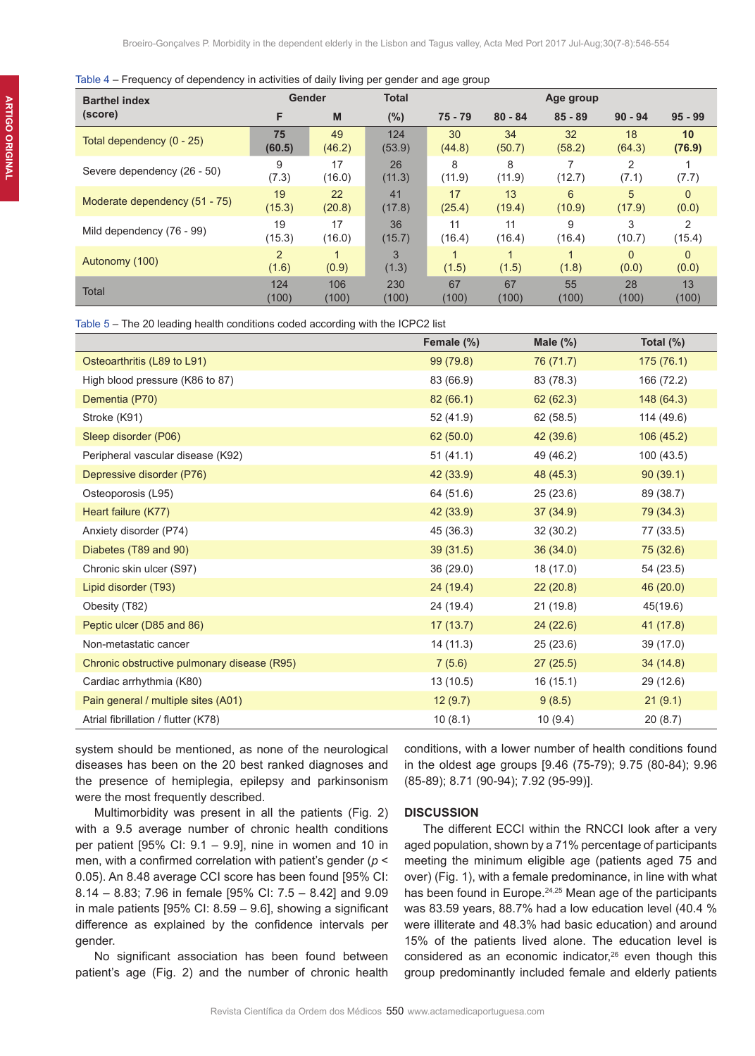Table 4 – Frequency of dependency in activities of daily living per gender and age group

| Barthel index (score) | Gender | | Total | Age group | | | | |
|---|---|---|---|---|---|---|---|---|
| | F | M | (%) | 75 - 79 | 80 - 84 | 85 - 89 | 90 - 94 | 95 - 99 |
| Total dependency (0 - 25) | **75 (60.5)** | 49 (46.2) | 124 (53.9) | 30 (44.8) | 34 (50.7) | 32 (58.2) | 18 (64.3) | **10 (76.9)** |
| Severe dependency (26 - 50) | 9 (7.3) | 17 (16.0) | 26 (11.3) | 8 (11.9) | 8 (11.9) | 7 (12.7) | 2 (7.1) | 1 (7.7) |
| Moderate dependency (51 - 75) | 19 (15.3) | 22 (20.8) | 41 (17.8) | 17 (25.4) | 13 (19.4) | 6 (10.9) | 5 (17.9) | 0 (0.0) |
| Mild dependency (76 - 99) | 19 (15.3) | 17 (16.0) | 36 (15.7) | 11 (16.4) | 11 (16.4) | 9 (16.4) | 3 (10.7) | 2 (15.4) |
| Autonomy (100) | 2 (1.6) | 1 (0.9) | 3 (1.3) | 1 (1.5) | 1 (1.5) | 1 (1.8) | 0 (0.0) | 0 (0.0) |
| Total | 124 (100) | 106 (100) | 230 (100) | 67 (100) | 67 (100) | 55 (100) | 28 (100) | 13 (100) |

Table 5 – The 20 leading health conditions coded according with the ICPC2 list

| | Female (%) | Male (%) | Total (%) |
|---|---|---|---|
| Osteoarthritis (L89 to L91) | 99 (79.8) | 76 (71.7) | 175 (76.1) |
| High blood pressure (K86 to 87) | 83 (66.9) | 83 (78.3) | 166 (72.2) |
| Dementia (P70) | 82 (66.1) | 62 (62.3) | 148 (64.3) |
| Stroke (K91) | 52 (41.9) | 62 (58.5) | 114 (49.6) |
| Sleep disorder (P06) | 62 (50.0) | 42 (39.6) | 106 (45.2) |
| Peripheral vascular disease (K92) | 51 (41.1) | 49 (46.2) | 100 (43.5) |
| Depressive disorder (P76) | 42 (33.9) | 48 (45.3) | 90 (39.1) |
| Osteoporosis (L95) | 64 (51.6) | 25 (23.6) | 89 (38.7) |
| Heart failure (K77) | 42 (33.9) | 37 (34.9) | 79 (34.3) |
| Anxiety disorder (P74) | 45 (36.3) | 32 (30.2) | 77 (33.5) |
| Diabetes (T89 and 90) | 39 (31.5) | 36 (34.0) | 75 (32.6) |
| Chronic skin ulcer (S97) | 36 (29.0) | 18 (17.0) | 54 (23.5) |
| Lipid disorder (T93) | 24 (19.4) | 22 (20.8) | 46 (20.0) |
| Obesity (T82) | 24 (19.4) | 21 (19.8) | 45(19.6) |
| Peptic ulcer (D85 and 86) | 17 (13.7) | 24 (22.6) | 41 (17.8) |
| Non-metastatic cancer | 14 (11.3) | 25 (23.6) | 39 (17.0) |
| Chronic obstructive pulmonary disease (R95) | 7 (5.6) | 27 (25.5) | 34 (14.8) |
| Cardiac arrhythmia (K80) | 13 (10.5) | 16 (15.1) | 29 (12.6) |
| Pain general / multiple sites (A01) | 12 (9.7) | 9 (8.5) | 21 (9.1) |
| Atrial fibrillation / flutter (K78) | 10 (8.1) | 10 (9.4) | 20 (8.7) |

system should be mentioned, as none of the neurological diseases has been on the 20 best ranked diagnoses and the presence of hemiplegia, epilepsy and parkinsonism were the most frequently described.

Multimorbidity was present in all the patients (Fig. 2) with a 9.5 average number of chronic health conditions per patient [95% CI: 9.1 – 9.9], nine in women and 10 in men, with a confirmed correlation with patient's gender ($p <$ 0.05). An 8.48 average CCI score has been found [95% CI: 8.14 – 8.83; 7.96 in female [95% CI: 7.5 – 8.42] and 9.09 in male patients [95% CI: 8.59 – 9.6], showing a significant difference as explained by the confidence intervals per gender.

No significant association has been found between patient's age (Fig. 2) and the number of chronic health conditions, with a lower number of health conditions found in the oldest age groups [9.46 (75-79); 9.75 (80-84); 9.96 (85-89); 8.71 (90-94); 7.92 (95-99)].

## DISCUSSION

The different ECCI within the RNCCI look after a very aged population, shown by a 71% percentage of participants meeting the minimum eligible age (patients aged 75 and over) (Fig. 1), with a female predominance, in line with what has been found in Europe.[24,25] Mean age of the participants was 83.59 years, 88.7% had a low education level (40.4 % were illiterate and 48.3% had basic education) and around 15% of the patients lived alone. The education level is considered as an economic indicator,[26] even though this group predominantly included female and elderly patients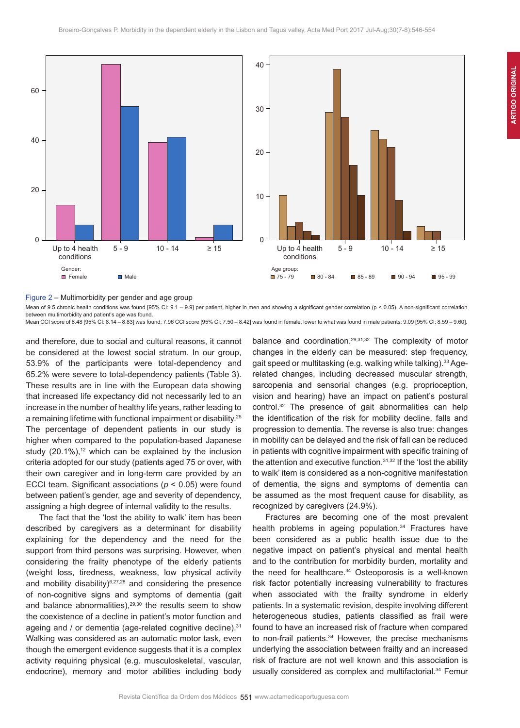Figure 2 – Multimorbidity per gender and age group

Mean of 9.5 chronic health conditions was found [95% CI: 9.1 – 9.9] per patient, higher in men and showing a significant gender correlation ($p < 0.05$). A non-significant correlation between multimorbidity and patient's age was found.
Mean CCI score of 8.48 [95% CI: 8.14 – 8.83] was found; 7.96 CCI score [95% CI: 7.50 – 8.42] was found in female, lower to what was found in male patients: 9.09 [95% CI: 8.59 – 9.60].

and therefore, due to social and cultural reasons, it cannot be considered at the lowest social stratum. In our group, 53.9% of the participants were total-dependency and 65.2% were severe to total-dependency patients (Table 3). These results are in line with the European data showing that increased life expectancy did not necessarily led to an increase in the number of healthy life years, rather leading to a remaining lifetime with functional impairment or disability.[25] The percentage of dependent patients in our study is higher when compared to the population-based Japanese study (20.1%),[12] which can be explained by the inclusion criteria adopted for our study (patients aged 75 or over, with their own caregiver and in long-term care provided by an ECCI team. Significant associations ($p < 0.05$) were found between patient's gender, age and severity of dependency, assigning a high degree of internal validity to the results.

The fact that the 'lost the ability to walk' item has been described by caregivers as a determinant for disability explaining for the dependency and the need for the support from third persons was surprising. However, when considering the frailty phenotype of the elderly patients (weight loss, tiredness, weakness, low physical activity and mobility disability)[6,27,28] and considering the presence of non-cognitive signs and symptoms of dementia (gait and balance abnormalities),[29,30] the results seem to show the coexistence of a decline in patient's motor function and ageing and / or dementia (age-related cognitive decline).[31] Walking was considered as an automatic motor task, even though the emergent evidence suggests that it is a complex activity requiring physical (e.g. musculoskeletal, vascular, endocrine), memory and motor abilities including body balance and coordination.[29,31,32] The complexity of motor changes in the elderly can be measured: step frequency, gait speed or multitasking (e.g. walking while talking).[33] Age-related changes, including decreased muscular strength, sarcopenia and sensorial changes (e.g. proprioception, vision and hearing) have an impact on patient's postural control.[32] The presence of gait abnormalities can help the identification of the risk for mobility decline, falls and progression to dementia. The reverse is also true: changes in mobility can be delayed and the risk of fall can be reduced in patients with cognitive impairment with specific training of the attention and executive function.[31,32] If the 'lost the ability to walk' item is considered as a non-cognitive manifestation of dementia, the signs and symptoms of dementia can be assumed as the most frequent cause for disability, as recognized by caregivers (24.9%).

Fractures are becoming one of the most prevalent health problems in ageing population.[34] Fractures have been considered as a public health issue due to the negative impact on patient's physical and mental health and to the contribution for morbidity burden, mortality and the need for healthcare.[34] Osteoporosis is a well-known risk factor potentially increasing vulnerability to fractures when associated with the frailty syndrome in elderly patients. In a systematic revision, despite involving different heterogeneous studies, patients classified as frail were found to have an increased risk of fracture when compared to non-frail patients.[34] However, the precise mechanisms underlying the association between frailty and an increased risk of fracture are not well known and this association is usually considered as complex and multifactorial.[34] Femur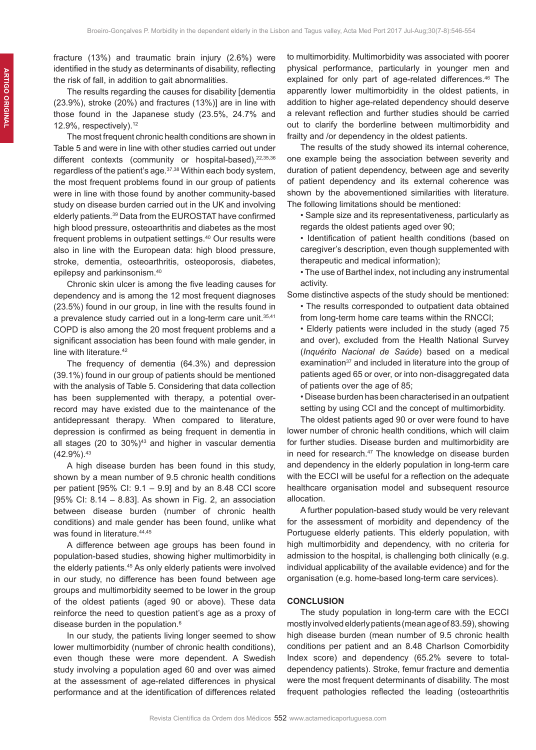fracture (13%) and traumatic brain injury (2.6%) were identified in the study as determinants of disability, reflecting the risk of fall, in addition to gait abnormalities.

The results regarding the causes for disability [dementia (23.9%), stroke (20%) and fractures (13%)] are in line with those found in the Japanese study (23.5%, 24.7% and 12.9%, respectively).[12]

The most frequent chronic health conditions are shown in Table 5 and were in line with other studies carried out under different contexts (community or hospital-based),[22,35,36] regardless of the patient's age.[37,38] Within each body system, the most frequent problems found in our group of patients were in line with those found by another community-based study on disease burden carried out in the UK and involving elderly patients.[39] Data from the EUROSTAT have confirmed high blood pressure, osteoarthritis and diabetes as the most frequent problems in outpatient settings.[40] Our results were also in line with the European data: high blood pressure, stroke, dementia, osteoarthritis, osteoporosis, diabetes, epilepsy and parkinsonism.[40]

Chronic skin ulcer is among the five leading causes for dependency and is among the 12 most frequent diagnoses (23.5%) found in our group, in line with the results found in a prevalence study carried out in a long-term care unit.[35,41] COPD is also among the 20 most frequent problems and a significant association has been found with male gender, in line with literature.[42]

The frequency of dementia (64.3%) and depression (39.1%) found in our group of patients should be mentioned with the analysis of Table 5. Considering that data collection has been supplemented with therapy, a potential over-record may have existed due to the maintenance of the antidepressant therapy. When compared to literature, depression is confirmed as being frequent in dementia in all stages (20 to 30%)[43] and higher in vascular dementia (42.9%).[43]

A high disease burden has been found in this study, shown by a mean number of 9.5 chronic health conditions per patient [95% CI: 9.1 – 9.9] and by an 8.48 CCI score [95% CI: 8.14 – 8.83]. As shown in Fig. 2, an association between disease burden (number of chronic health conditions) and male gender has been found, unlike what was found in literature.[44,45]

A difference between age groups has been found in population-based studies, showing higher multimorbidity in the elderly patients.[45] As only elderly patients were involved in our study, no difference has been found between age groups and multimorbidity seemed to be lower in the group of the oldest patients (aged 90 or above). These data reinforce the need to question patient's age as a proxy of disease burden in the population.[6]

In our study, the patients living longer seemed to show lower multimorbidity (number of chronic health conditions), even though these were more dependent. A Swedish study involving a population aged 60 and over was aimed at the assessment of age-related differences in physical performance and at the identification of differences related to multimorbidity. Multimorbidity was associated with poorer physical performance, particularly in younger men and explained for only part of age-related differences.[46] The apparently lower multimorbidity in the oldest patients, in addition to higher age-related dependency should deserve a relevant reflection and further studies should be carried out to clarify the borderline between multimorbidity and frailty and /or dependency in the oldest patients.

The results of the study showed its internal coherence, one example being the association between severity and duration of patient dependency, between age and severity of patient dependency and its external coherence was shown by the abovementioned similarities with literature. The following limitations should be mentioned:

- Sample size and its representativeness, particularly as regards the oldest patients aged over 90;
- Identification of patient health conditions (based on caregiver's description, even though supplemented with therapeutic and medical information);
- The use of Barthel index, not including any instrumental activity.

Some distinctive aspects of the study should be mentioned:

- The results corresponded to outpatient data obtained from long-term home care teams within the RNCCI;
- Elderly patients were included in the study (aged 75 and over), excluded from the Health National Survey (*Inquérito Nacional de Saúde*) based on a medical examination[37] and included in literature into the group of patients aged 65 or over, or into non-disaggregated data of patients over the age of 85;
- Disease burden has been characterised in an outpatient setting by using CCI and the concept of multimorbidity.

The oldest patients aged 90 or over were found to have lower number of chronic health conditions, which will claim for further studies. Disease burden and multimorbidity are in need for research.[47] The knowledge on disease burden and dependency in the elderly population in long-term care with the ECCI will be useful for a reflection on the adequate healthcare organisation model and subsequent resource allocation.

A further population-based study would be very relevant for the assessment of morbidity and dependency of the Portuguese elderly patients. This elderly population, with high multimorbidity and dependency, with no criteria for admission to the hospital, is challenging both clinically (e.g. individual applicability of the available evidence) and for the organisation (e.g. home-based long-term care services).

## CONCLUSION

The study population in long-term care with the ECCI mostly involved elderly patients (mean age of 83.59), showing high disease burden (mean number of 9.5 chronic health conditions per patient and an 8.48 Charlson Comorbidity Index score) and dependency (65.2% severe to total-dependency patients). Stroke, femur fracture and dementia were the most frequent determinants of disability. The most frequent pathologies reflected the leading (osteoarthritis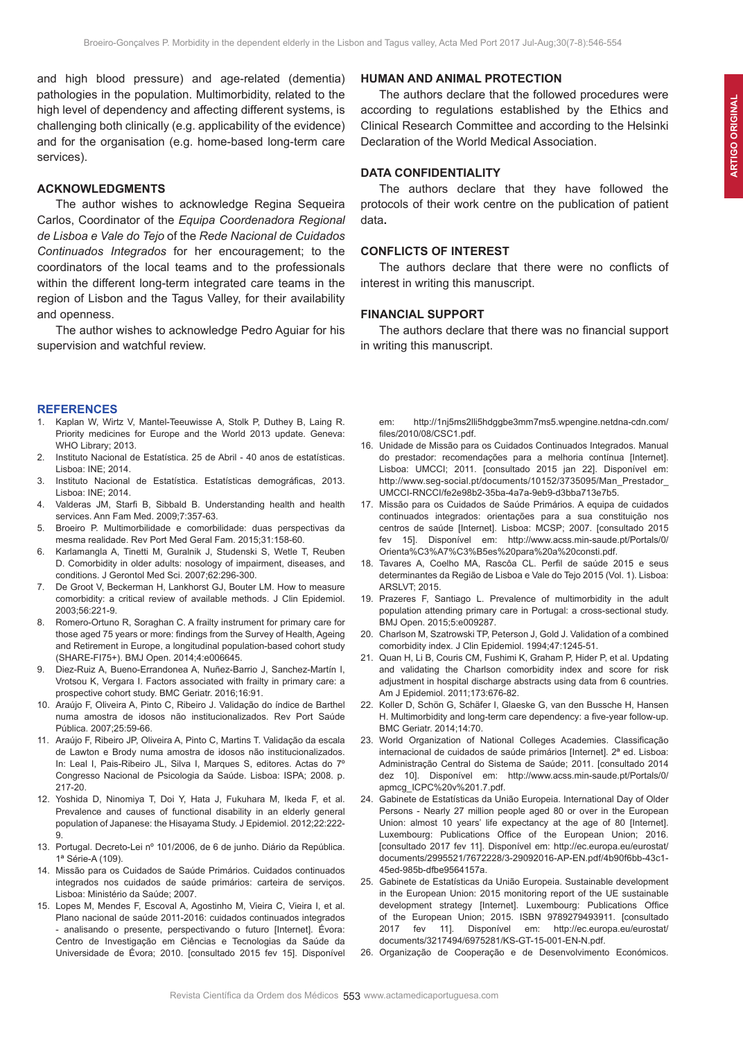and high blood pressure) and age-related (dementia) pathologies in the population. Multimorbidity, related to the high level of dependency and affecting different systems, is challenging both clinically (e.g. applicability of the evidence) and for the organisation (e.g. home-based long-term care services).

## ACKNOWLEDGMENTS

The author wishes to acknowledge Regina Sequeira Carlos, Coordinator of the *Equipa Coordenadora Regional de Lisboa e Vale do Tejo* of the *Rede Nacional de Cuidados Continuados Integrados* for her encouragement; to the coordinators of the local teams and to the professionals within the different long-term integrated care teams in the region of Lisbon and the Tagus Valley, for their availability and openness.

The author wishes to acknowledge Pedro Aguiar for his supervision and watchful review.

## HUMAN AND ANIMAL PROTECTION

The authors declare that the followed procedures were according to regulations established by the Ethics and Clinical Research Committee and according to the Helsinki Declaration of the World Medical Association.

## DATA CONFIDENTIALITY

The authors declare that they have followed the protocols of their work centre on the publication of patient data**.**

## CONFLICTS OF INTEREST

The authors declare that there were no conflicts of interest in writing this manuscript.

## FINANCIAL SUPPORT

The authors declare that there was no financial support in writing this manuscript.

## REFERENCES

1. Kaplan W, Wirtz V, Mantel-Teeuwisse A, Stolk P, Duthey B, Laing R. Priority medicines for Europe and the World 2013 update. Geneva: WHO Library; 2013.
2. Instituto Nacional de Estatística. 25 de Abril - 40 anos de estatísticas. Lisboa: INE; 2014.
3. Instituto Nacional de Estatística. Estatísticas demográficas, 2013. Lisboa: INE; 2014.
4. Valderas JM, Starfi B, Sibbald B. Understanding health and health services. Ann Fam Med. 2009;7:357-63.
5. Broeiro P. Multimorbilidade e comorbilidade: duas perspectivas da mesma realidade. Rev Port Med Geral Fam. 2015;31:158-60.
6. Karlamangla A, Tinetti M, Guralnik J, Studenski S, Wetle T, Reuben D. Comorbidity in older adults: nosology of impairment, diseases, and conditions. J Gerontol Med Sci. 2007;62:296-300.
7. De Groot V, Beckerman H, Lankhorst GJ, Bouter LM. How to measure comorbidity: a critical review of available methods. J Clin Epidemiol. 2003;56:221-9.
8. Romero-Ortuno R, Soraghan C. A frailty instrument for primary care for those aged 75 years or more: findings from the Survey of Health, Ageing and Retirement in Europe, a longitudinal population-based cohort study (SHARE-FI75+). BMJ Open. 2014;4:e006645.
9. Diez-Ruiz A, Bueno-Errandonea A, Nuñez-Barrio J, Sanchez-Martín I, Vrotsou K, Vergara I. Factors associated with frailty in primary care: a prospective cohort study. BMC Geriatr. 2016;16:91.
10. Araújo F, Oliveira A, Pinto C, Ribeiro J. Validação do índice de Barthel numa amostra de idosos não institucionalizados. Rev Port Saúde Pública. 2007;25:59-66.
11. Araújo F, Ribeiro JP, Oliveira A, Pinto C, Martins T. Validação da escala de Lawton e Brody numa amostra de idosos não institucionalizados. In: Leal I, Pais-Ribeiro JL, Silva I, Marques S, editores. Actas do 7º Congresso Nacional de Psicologia da Saúde. Lisboa: ISPA; 2008. p. 217-20.
12. Yoshida D, Ninomiya T, Doi Y, Hata J, Fukuhara M, Ikeda F, et al. Prevalence and causes of functional disability in an elderly general population of Japanese: the Hisayama Study. J Epidemiol. 2012;22:222-9.
13. Portugal. Decreto-Lei nº 101/2006, de 6 de junho. Diário da República. 1ª Série-A (109).
14. Missão para os Cuidados de Saúde Primários. Cuidados continuados integrados nos cuidados de saúde primários: carteira de serviços. Lisboa: Ministério da Saúde; 2007.
15. Lopes M, Mendes F, Escoval A, Agostinho M, Vieira C, Vieira I, et al. Plano nacional de saúde 2011-2016: cuidados continuados integrados - analisando o presente, perspectivando o futuro [Internet]. Évora: Centro de Investigação em Ciências e Tecnologias da Saúde da Universidade de Évora; 2010. [consultado 2015 fev 15]. Disponível em: http://1nj5ms2lli5hdggbe3mm7ms5.wpengine.netdna-cdn.com/files/2010/08/CSC1.pdf.
16. Unidade de Missão para os Cuidados Continuados Integrados. Manual do prestador: recomendações para a melhoria contínua [Internet]. Lisboa: UMCCI; 2011. [consultado 2015 jan 22]. Disponível em: http://www.seg-social.pt/documents/10152/3735095/Man_Prestador_UMCCI-RNCCI/fe2e98b2-35ba-4a7a-9eb9-d3bba713e7b5.
17. Missão para os Cuidados de Saúde Primários. A equipa de cuidados continuados integrados: orientações para a sua constituição nos centros de saúde [Internet]. Lisboa: MCSP; 2007. [consultado 2015 fev 15]. Disponível em: http://www.acss.min-saude.pt/Portals/0/Orienta%C3%A7%C3%B5es%20para%20a%20consti.pdf.
18. Tavares A, Coelho MA, Rascôa CL. Perfil de saúde 2015 e seus determinantes da Região de Lisboa e Vale do Tejo 2015 (Vol. 1). Lisboa: ARSLVT; 2015.
19. Prazeres F, Santiago L. Prevalence of multimorbidity in the adult population attending primary care in Portugal: a cross-sectional study. BMJ Open. 2015;5:e009287.
20. Charlson M, Szatrowski TP, Peterson J, Gold J. Validation of a combined comorbidity index. J Clin Epidemiol. 1994;47:1245-51.
21. Quan H, Li B, Couris CM, Fushimi K, Graham P, Hider P, et al. Updating and validating the Charlson comorbidity index and score for risk adjustment in hospital discharge abstracts using data from 6 countries. Am J Epidemiol. 2011;173:676-82.
22. Koller D, Schön G, Schäfer I, Glaeske G, van den Bussche H, Hansen H. Multimorbidity and long-term care dependency: a five-year follow-up. BMC Geriatr. 2014;14:70.
23. World Organization of National Colleges Academies. Classificação internacional de cuidados de saúde primários [Internet]. 2ª ed. Lisboa: Administração Central do Sistema de Saúde; 2011. [consultado 2014 dez 10]. Disponível em: http://www.acss.min-saude.pt/Portals/0/apmcg_ICPC%20v%201.7.pdf.
24. Gabinete de Estatísticas da União Europeia. International Day of Older Persons - Nearly 27 million people aged 80 or over in the European Union: almost 10 years' life expectancy at the age of 80 [Internet]. Luxembourg: Publications Office of the European Union; 2016. [consultado 2017 fev 11]. Disponível em: http://ec.europa.eu/eurostat/documents/2995521/7672228/3-29092016-AP-EN.pdf/4b90f6bb-43c1-45ed-985b-dfbe9564157a.
25. Gabinete de Estatísticas da União Europeia. Sustainable development in the European Union: 2015 monitoring report of the UE sustainable development strategy [Internet]. Luxembourg: Publications Office of the European Union; 2015. ISBN 9789279493911. [consultado 2017 fev 11]. Disponível em: http://ec.europa.eu/eurostat/documents/3217494/6975281/KS-GT-15-001-EN-N.pdf.
26. Organização de Cooperação e de Desenvolvimento Económicos.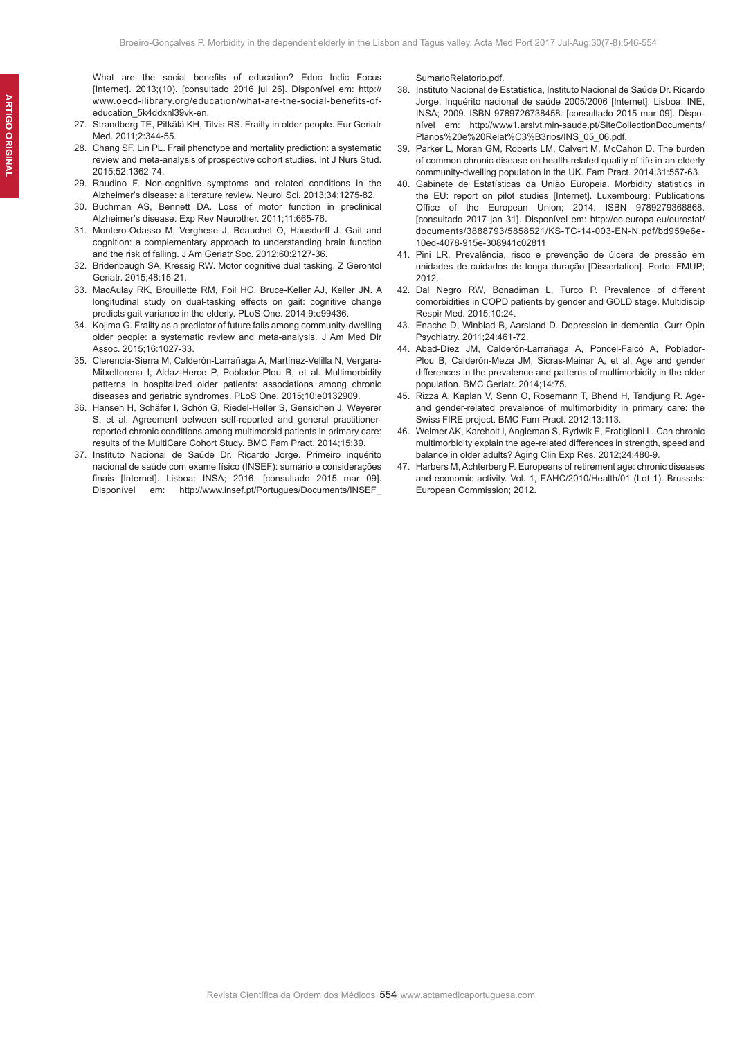What are the social benefits of education? Educ Indic Focus [Internet]. 2013;(10). [consultado 2016 jul 26]. Disponível em: http://www.oecd-ilibrary.org/education/what-are-the-social-benefits-of-education_5k4ddxnl39vk-en.

27. Strandberg TE, Pitkälä KH, Tilvis RS. Frailty in older people. Eur Geriatr Med. 2011;2:344-55.
28. Chang SF, Lin PL. Frail phenotype and mortality prediction: a systematic review and meta-analysis of prospective cohort studies. Int J Nurs Stud. 2015;52:1362-74.
29. Raudino F. Non-cognitive symptoms and related conditions in the Alzheimer's disease: a literature review. Neurol Sci. 2013;34:1275-82.
30. Buchman AS, Bennett DA. Loss of motor function in preclinical Alzheimer's disease. Exp Rev Neurother. 2011;11:665-76.
31. Montero-Odasso M, Verghese J, Beauchet O, Hausdorff J. Gait and cognition: a complementary approach to understanding brain function and the risk of falling. J Am Geriatr Soc. 2012;60:2127-36.
32. Bridenbaugh SA, Kressig RW. Motor cognitive dual tasking. Z Gerontol Geriatr. 2015;48:15-21.
33. MacAulay RK, Brouillette RM, Foil HC, Bruce-Keller AJ, Keller JN. A longitudinal study on dual-tasking effects on gait: cognitive change predicts gait variance in the elderly. PLoS One. 2014;9:e99436.
34. Kojima G. Frailty as a predictor of future falls among community-dwelling older people: a systematic review and meta-analysis. J Am Med Dir Assoc. 2015;16:1027-33.
35. Clerencia-Sierra M, Calderón-Larrañaga A, Martínez-Velilla N, Vergara-Mitxeltorena I, Aldaz-Herce P, Poblador-Plou B, et al. Multimorbidity patterns in hospitalized older patients: associations among chronic diseases and geriatric syndromes. PLoS One. 2015;10:e0132909.
36. Hansen H, Schäfer I, Schön G, Riedel-Heller S, Gensichen J, Weyerer S, et al. Agreement between self-reported and general practitioner-reported chronic conditions among multimorbid patients in primary care: results of the MultiCare Cohort Study. BMC Fam Pract. 2014;15:39.
37. Instituto Nacional de Saúde Dr. Ricardo Jorge. Primeiro inquérito nacional de saúde com exame físico (INSEF): sumário e considerações finais [Internet]. Lisboa: INSA; 2016. [consultado 2015 mar 09]. Disponível em: http://www.insef.pt/Portugues/Documents/INSEF_SumarioRelatorio.pdf.
38. Instituto Nacional de Estatística, Instituto Nacional de Saúde Dr. Ricardo Jorge. Inquérito nacional de saúde 2005/2006 [Internet]. Lisboa: INE, INSA; 2009. ISBN 9789726738458. [consultado 2015 mar 09]. Disponível em: http://www1.arslvt.min-saude.pt/SiteCollectionDocuments/Planos%20e%20Relat%C3%B3rios/INS_05_06.pdf.
39. Parker L, Moran GM, Roberts LM, Calvert M, McCahon D. The burden of common chronic disease on health-related quality of life in an elderly community-dwelling population in the UK. Fam Pract. 2014;31:557-63.
40. Gabinete de Estatísticas da União Europeia. Morbidity statistics in the EU: report on pilot studies [Internet]. Luxembourg: Publications Office of the European Union; 2014. ISBN 9789279368868. [consultado 2017 jan 31]. Disponível em: http://ec.europa.eu/eurostat/documents/3888793/5858521/KS-TC-14-003-EN-N.pdf/bd959e6e-10ed-4078-915e-308941c02811
41. Pini LR. Prevalência, risco e prevenção de úlcera de pressão em unidades de cuidados de longa duração [Dissertation]. Porto: FMUP; 2012.
42. Dal Negro RW, Bonadiman L, Turco P. Prevalence of different comorbidities in COPD patients by gender and GOLD stage. Multidiscip Respir Med. 2015;10:24.
43. Enache D, Winblad B, Aarsland D. Depression in dementia. Curr Opin Psychiatry. 2011;24:461-72.
44. Abad-Díez JM, Calderón-Larrañaga A, Poncel-Falcó A, Poblador-Plou B, Calderón-Meza JM, Sicras-Mainar A, et al. Age and gender differences in the prevalence and patterns of multimorbidity in the older population. BMC Geriatr. 2014;14:75.
45. Rizza A, Kaplan V, Senn O, Rosemann T, Bhend H, Tandjung R. Age- and gender-related prevalence of multimorbidity in primary care: the Swiss FIRE project. BMC Fam Pract. 2012;13:113.
46. Welmer AK, Kareholt I, Angleman S, Rydwik E, Fratiglioni L. Can chronic multimorbidity explain the age-related differences in strength, speed and balance in older adults? Aging Clin Exp Res. 2012;24:480-9.
47. Harbers M, Achterberg P. Europeans of retirement age: chronic diseases and economic activity. Vol. 1, EAHC/2010/Health/01 (Lot 1). Brussels: European Commission; 2012.